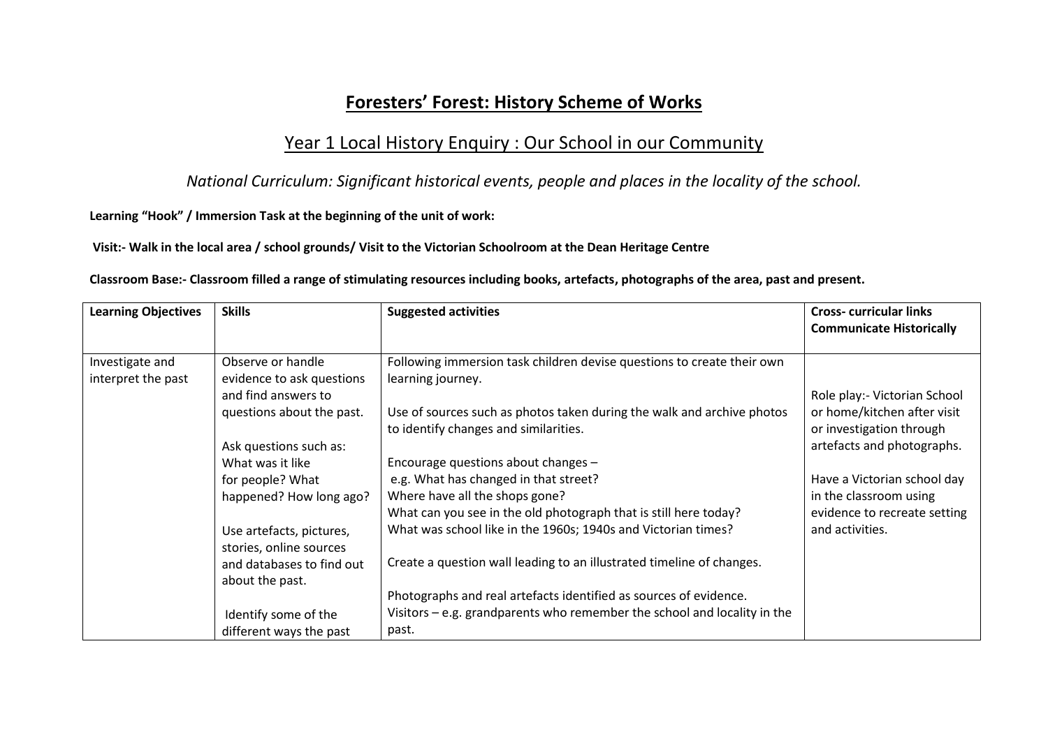# Foresters' Forest: History Scheme of Works

## Year 1 Local History Enquiry : Our School in our Community

*National Curriculum: Significant historical events, people and places in the locality of the school.*

**Learning "Hook" / Immersion Task at the beginning of the unit of work:**

**Visit:- Walk in the local area / school grounds/ Visit to the Victorian Schoolroom at the Dean Heritage Centre**

**Classroom Base:- Classroom filled a range of stimulating resources including books, artefacts, photographs of the area, past and present.**

| **Learning Objectives** | **Skills** | **Suggested activities** | **Cross- curricular links Communicate Historically** |
|---|---|---|---|
| Investigate and interpret the past | Observe or handle evidence to ask questions and find answers to questions about the past.<br><br>Ask questions such as: What was it like for people? What happened? How long ago?<br><br>Use artefacts, pictures, stories, online sources and databases to find out about the past.<br><br>Identify some of the different ways the past | Following immersion task children devise questions to create their own learning journey.<br><br>Use of sources such as photos taken during the walk and archive photos to identify changes and similarities.<br><br>Encourage questions about changes – e.g. What has changed in that street? Where have all the shops gone? What can you see in the old photograph that is still here today? What was school like in the 1960s; 1940s and Victorian times?<br><br>Create a question wall leading to an illustrated timeline of changes.<br><br>Photographs and real artefacts identified as sources of evidence. Visitors – e.g. grandparents who remember the school and locality in the past. | Role play:- Victorian School or home/kitchen after visit or investigation through artefacts and photographs.<br><br>Have a Victorian school day in the classroom using evidence to recreate setting and activities. |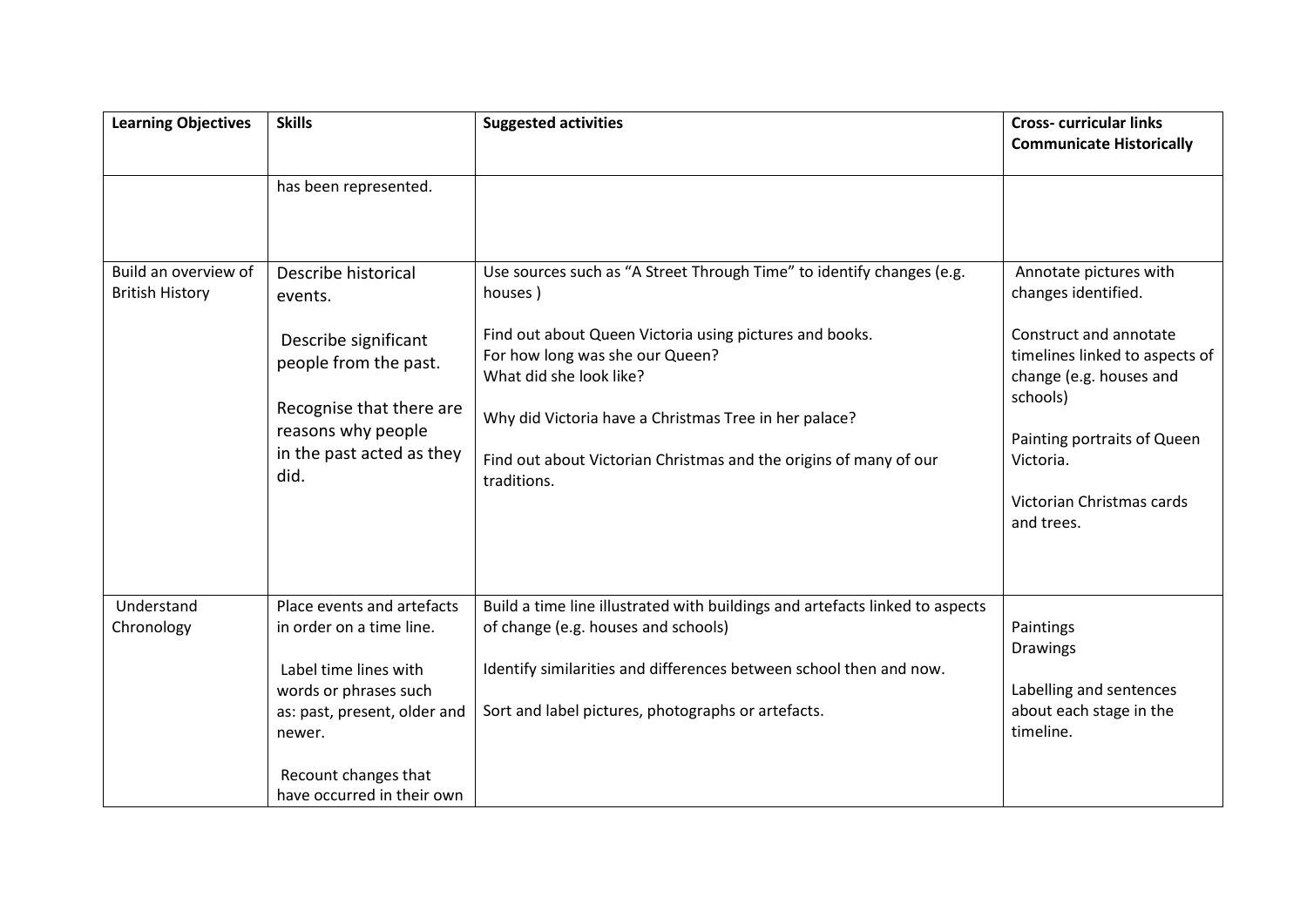| Learning Objectives | Skills | Suggested activities | Cross- curricular links **Communicate Historically** |
| --- | --- | --- | --- |
| | has been represented. | | |
| Build an overview of British History | Describe historical events.<br><br>Describe significant people from the past.<br><br>Recognise that there are reasons why people in the past acted as they did. | Use sources such as "A Street Through Time" to identify changes (e.g. houses )<br><br>Find out about Queen Victoria using pictures and books.<br>For how long was she our Queen?<br>What did she look like?<br><br>Why did Victoria have a Christmas Tree in her palace?<br><br>Find out about Victorian Christmas and the origins of many of our traditions. | Annotate pictures with changes identified.<br><br>Construct and annotate timelines linked to aspects of change (e.g. houses and schools)<br><br>Painting portraits of Queen Victoria.<br><br>Victorian Christmas cards and trees. |
| Understand Chronology | Place events and artefacts in order on a time line.<br><br>Label time lines with words or phrases such as: past, present, older and newer.<br><br>Recount changes that have occurred in their own | Build a time line illustrated with buildings and artefacts linked to aspects of change (e.g. houses and schools)<br><br>Identify similarities and differences between school then and now.<br><br>Sort and label pictures, photographs or artefacts. | Paintings<br>Drawings<br><br>Labelling and sentences about each stage in the timeline. |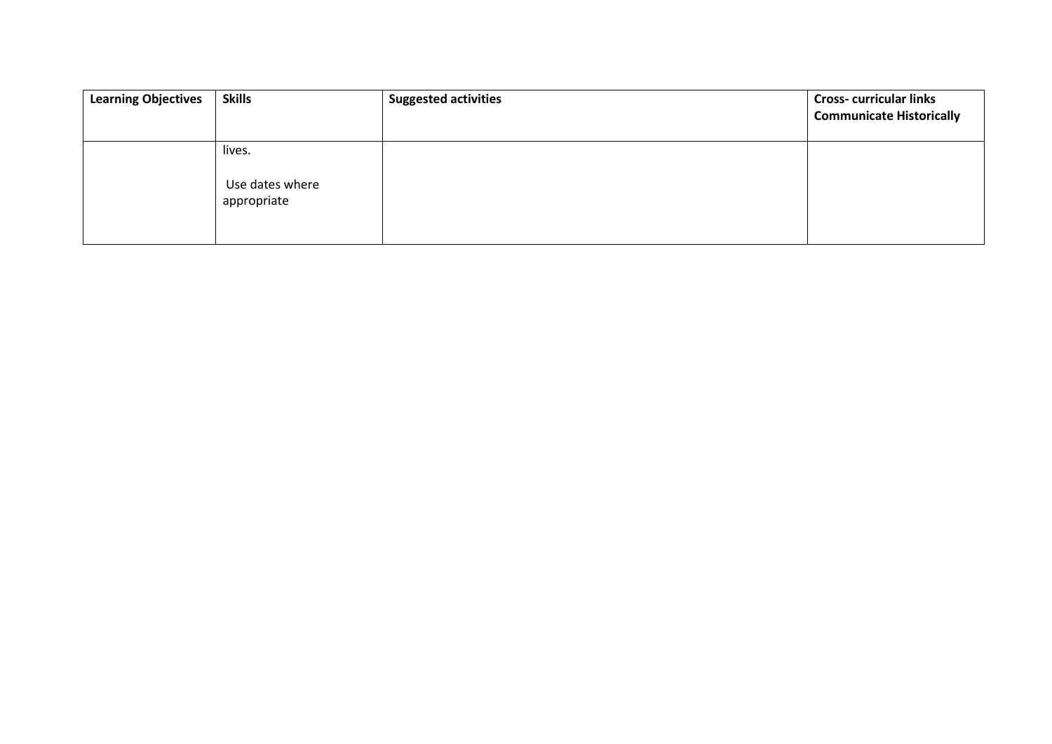| Learning Objectives | Skills | Suggested activities | Cross- curricular links Communicate Historically |
|---|---|---|---|
| | lives.<br><br>Use dates where appropriate | | |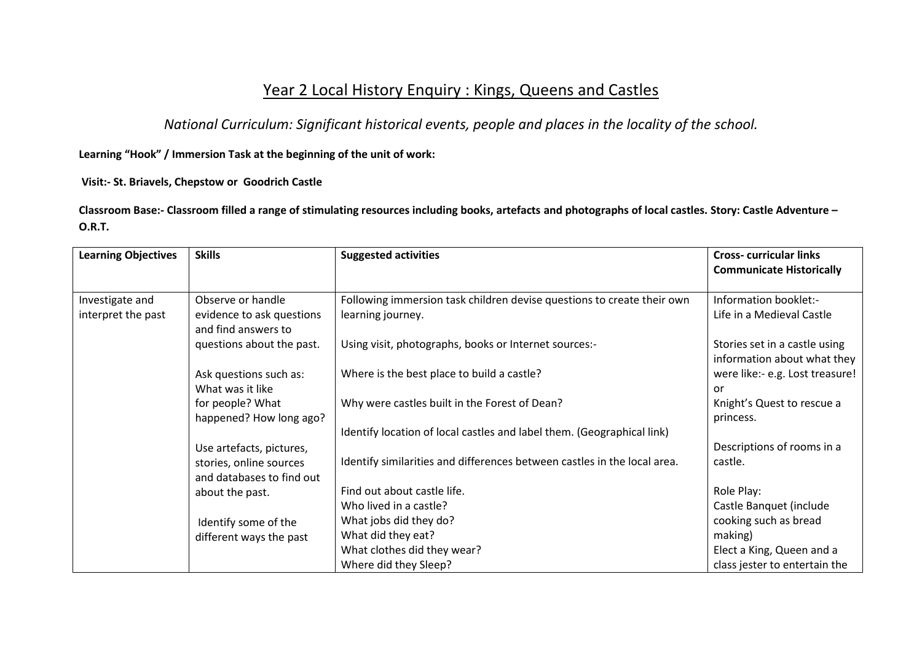# Year 2 Local History Enquiry : Kings, Queens and Castles

*National Curriculum: Significant historical events, people and places in the locality of the school.*

**Learning "Hook" / Immersion Task at the beginning of the unit of work:**

**Visit:- St. Briavels, Chepstow or Goodrich Castle**

**Classroom Base:- Classroom filled a range of stimulating resources including books, artefacts and photographs of local castles. Story: Castle Adventure – O.R.T.**

| **Learning Objectives** | **Skills** | **Suggested activities** | **Cross- curricular links Communicate Historically** |
|---|---|---|---|
| Investigate and interpret the past | Observe or handle evidence to ask questions and find answers to questions about the past.<br><br>Ask questions such as: What was it like for people? What happened? How long ago?<br><br>Use artefacts, pictures, stories, online sources and databases to find out about the past.<br><br>Identify some of the different ways the past | Following immersion task children devise questions to create their own learning journey.<br><br>Using visit, photographs, books or Internet sources:-<br><br>Where is the best place to build a castle?<br><br>Why were castles built in the Forest of Dean?<br><br>Identify location of local castles and label them. (Geographical link)<br><br>Identify similarities and differences between castles in the local area.<br><br>Find out about castle life.<br>Who lived in a castle?<br>What jobs did they do?<br>What did they eat?<br>What clothes did they wear?<br>Where did they Sleep? | Information booklet:-<br>Life in a Medieval Castle<br><br>Stories set in a castle using information about what they were like:- e.g. Lost treasure! or<br>Knight's Quest to rescue a princess.<br><br>Descriptions of rooms in a castle.<br><br>Role Play:<br>Castle Banquet (include cooking such as bread making)<br>Elect a King, Queen and a class jester to entertain the |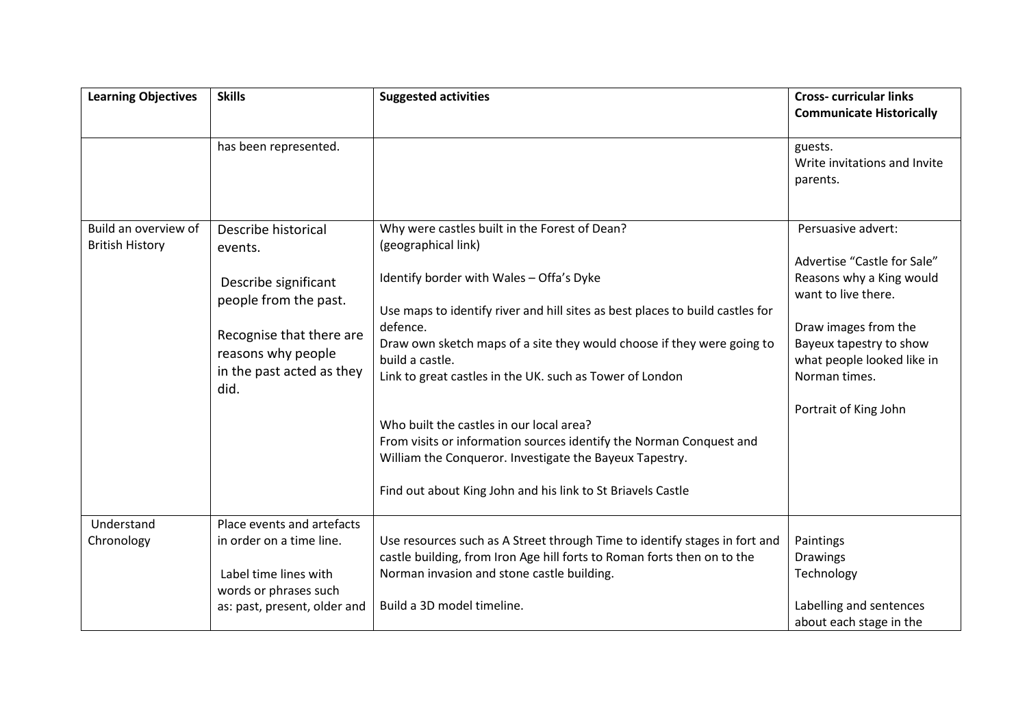| Learning Objectives | Skills | Suggested activities | Cross- curricular links Communicate Historically |
| --- | --- | --- | --- |
| | has been represented. | | guests.<br>Write invitations and Invite parents. |
| Build an overview of British History | Describe historical events.<br><br>Describe significant people from the past.<br><br>Recognise that there are reasons why people in the past acted as they did. | Why were castles built in the Forest of Dean?<br>(geographical link)<br><br>Identify border with Wales – Offa's Dyke<br><br>Use maps to identify river and hill sites as best places to build castles for defence.<br>Draw own sketch maps of a site they would choose if they were going to build a castle.<br>Link to great castles in the UK. such as Tower of London<br><br>Who built the castles in our local area?<br>From visits or information sources identify the Norman Conquest and William the Conqueror. Investigate the Bayeux Tapestry.<br><br>Find out about King John and his link to St Briavels Castle | Persuasive advert:<br><br>Advertise "Castle for Sale"<br>Reasons why a King would want to live there.<br><br>Draw images from the Bayeux tapestry to show what people looked like in Norman times.<br><br>Portrait of King John |
| Understand Chronology | Place events and artefacts in order on a time line.<br><br>Label time lines with words or phrases such as: past, present, older and | Use resources such as A Street through Time to identify stages in fort and castle building, from Iron Age hill forts to Roman forts then on to the Norman invasion and stone castle building.<br><br>Build a 3D model timeline. | Paintings<br>Drawings<br>Technology<br><br>Labelling and sentences about each stage in the |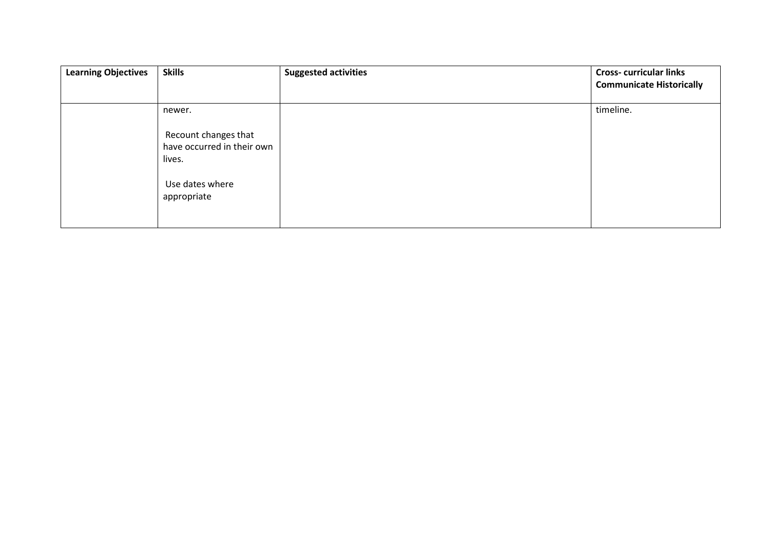| Learning Objectives | Skills | Suggested activities | Cross- curricular links<br>Communicate Historically |
|---|---|---|---|
| | newer.<br><br>Recount changes that have occurred in their own lives.<br><br>Use dates where appropriate | | timeline. |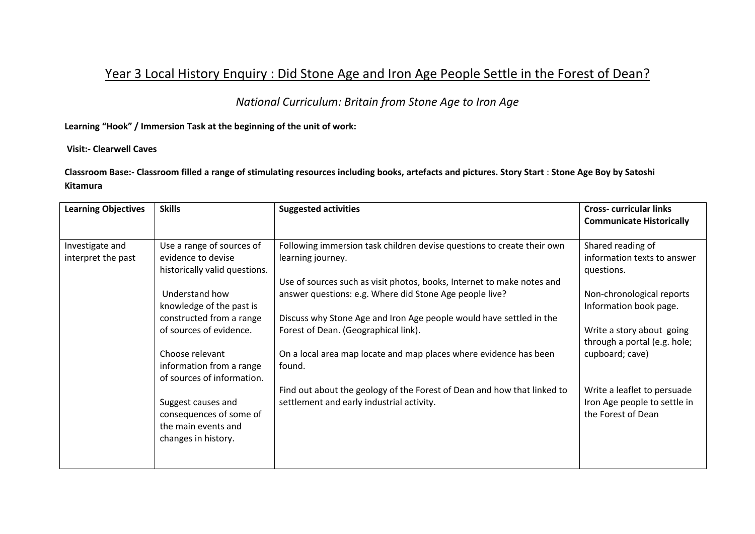# Year 3 Local History Enquiry : Did Stone Age and Iron Age People Settle in the Forest of Dean?

*National Curriculum: Britain from Stone Age to Iron Age*

**Learning "Hook" / Immersion Task at the beginning of the unit of work:**

**Visit:- Clearwell Caves**

**Classroom Base:- Classroom filled a range of stimulating resources including books, artefacts and pictures. Story Start** : **Stone Age Boy by Satoshi Kitamura**

| **Learning Objectives** | **Skills** | **Suggested activities** | **Cross- curricular links Communicate Historically** |
|---|---|---|---|
| Investigate and interpret the past | Use a range of sources of evidence to devise historically valid questions.<br><br>Understand how knowledge of the past is constructed from a range of sources of evidence.<br><br>Choose relevant information from a range of sources of information.<br><br>Suggest causes and consequences of some of the main events and changes in history. | Following immersion task children devise questions to create their own learning journey.<br><br>Use of sources such as visit photos, books, Internet to make notes and answer questions: e.g. Where did Stone Age people live?<br><br>Discuss why Stone Age and Iron Age people would have settled in the Forest of Dean. (Geographical link).<br><br>On a local area map locate and map places where evidence has been found.<br><br>Find out about the geology of the Forest of Dean and how that linked to settlement and early industrial activity. | Shared reading of information texts to answer questions.<br><br>Non-chronological reports Information book page.<br><br>Write a story about going through a portal (e.g. hole; cupboard; cave)<br><br>Write a leaflet to persuade Iron Age people to settle in the Forest of Dean |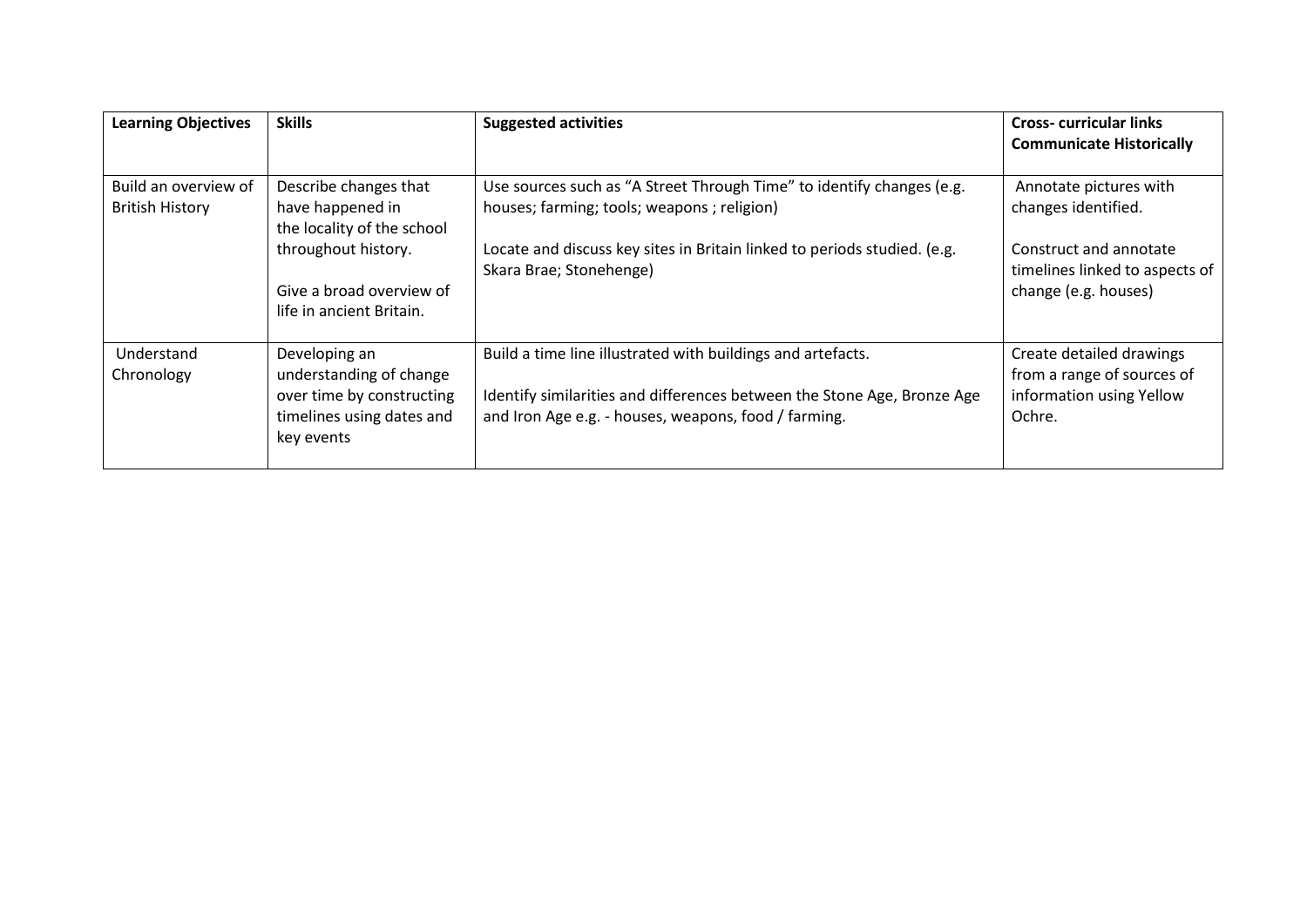| Learning Objectives | Skills | Suggested activities | Cross- curricular links<br>**Communicate Historically** |
|---|---|---|---|
| Build an overview of British History | Describe changes that have happened in the locality of the school throughout history.<br><br>Give a broad overview of life in ancient Britain. | Use sources such as "A Street Through Time" to identify changes (e.g. houses; farming; tools; weapons ; religion)<br><br>Locate and discuss key sites in Britain linked to periods studied. (e.g. Skara Brae; Stonehenge) | Annotate pictures with changes identified.<br><br>Construct and annotate timelines linked to aspects of change (e.g. houses) |
| Understand Chronology | Developing an understanding of change over time by constructing timelines using dates and key events | Build a time line illustrated with buildings and artefacts.<br><br>Identify similarities and differences between the Stone Age, Bronze Age and Iron Age e.g. - houses, weapons, food / farming. | Create detailed drawings from a range of sources of information using Yellow Ochre. |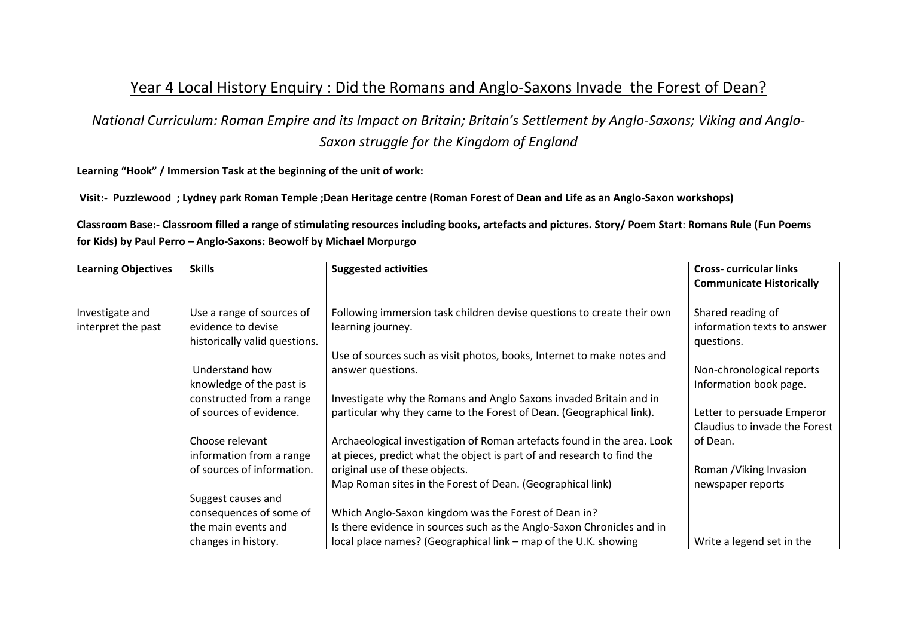# Year 4 Local History Enquiry : Did the Romans and Anglo-Saxons Invade the Forest of Dean?

*National Curriculum: Roman Empire and its Impact on Britain; Britain's Settlement by Anglo-Saxons; Viking and Anglo-Saxon struggle for the Kingdom of England*

**Learning "Hook" / Immersion Task at the beginning of the unit of work:**

**Visit:- Puzzlewood ; Lydney park Roman Temple ;Dean Heritage centre (Roman Forest of Dean and Life as an Anglo-Saxon workshops)**

**Classroom Base:- Classroom filled a range of stimulating resources including books, artefacts and pictures. Story/ Poem Start**: **Romans Rule (Fun Poems for Kids) by Paul Perro – Anglo-Saxons: Beowolf by Michael Morpurgo**

| Learning Objectives | Skills | Suggested activities | Cross- curricular links<br>Communicate Historically |
|---|---|---|---|
| Investigate and interpret the past | Use a range of sources of evidence to devise historically valid questions.<br><br>Understand how knowledge of the past is constructed from a range of sources of evidence.<br><br>Choose relevant information from a range of sources of information.<br><br>Suggest causes and consequences of some of the main events and changes in history. | Following immersion task children devise questions to create their own learning journey.<br><br>Use of sources such as visit photos, books, Internet to make notes and answer questions.<br><br>Investigate why the Romans and Anglo Saxons invaded Britain and in particular why they came to the Forest of Dean. (Geographical link).<br><br>Archaeological investigation of Roman artefacts found in the area. Look at pieces, predict what the object is part of and research to find the original use of these objects.<br>Map Roman sites in the Forest of Dean. (Geographical link)<br><br>Which Anglo-Saxon kingdom was the Forest of Dean in?<br>Is there evidence in sources such as the Anglo-Saxon Chronicles and in local place names? (Geographical link – map of the U.K. showing | Shared reading of information texts to answer questions.<br><br>Non-chronological reports Information book page.<br><br>Letter to persuade Emperor Claudius to invade the Forest of Dean.<br><br>Roman /Viking Invasion newspaper reports<br><br><br>Write a legend set in the |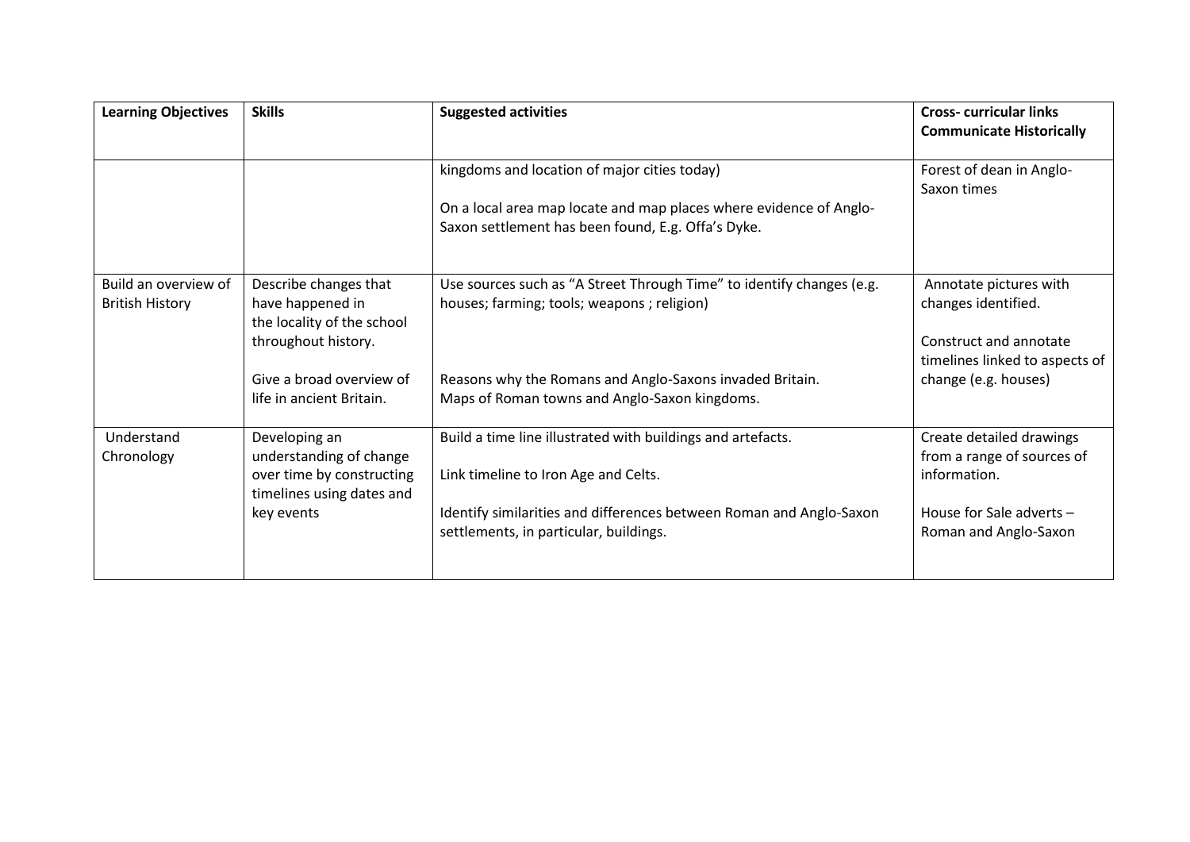| Learning Objectives | Skills | Suggested activities | Cross- curricular links Communicate Historically |
|---|---|---|---|
| | | kingdoms and location of major cities today)<br><br>On a local area map locate and map places where evidence of Anglo-Saxon settlement has been found, E.g. Offa's Dyke. | Forest of dean in Anglo-Saxon times |
| Build an overview of British History | Describe changes that have happened in the locality of the school throughout history.<br><br>Give a broad overview of life in ancient Britain. | Use sources such as "A Street Through Time" to identify changes (e.g. houses; farming; tools; weapons ; religion)<br><br>Reasons why the Romans and Anglo-Saxons invaded Britain.<br>Maps of Roman towns and Anglo-Saxon kingdoms. | Annotate pictures with changes identified.<br><br>Construct and annotate timelines linked to aspects of change (e.g. houses) |
| Understand Chronology | Developing an understanding of change over time by constructing timelines using dates and key events | Build a time line illustrated with buildings and artefacts.<br><br>Link timeline to Iron Age and Celts.<br><br>Identify similarities and differences between Roman and Anglo-Saxon settlements, in particular, buildings. | Create detailed drawings from a range of sources of information.<br><br>House for Sale adverts – Roman and Anglo-Saxon |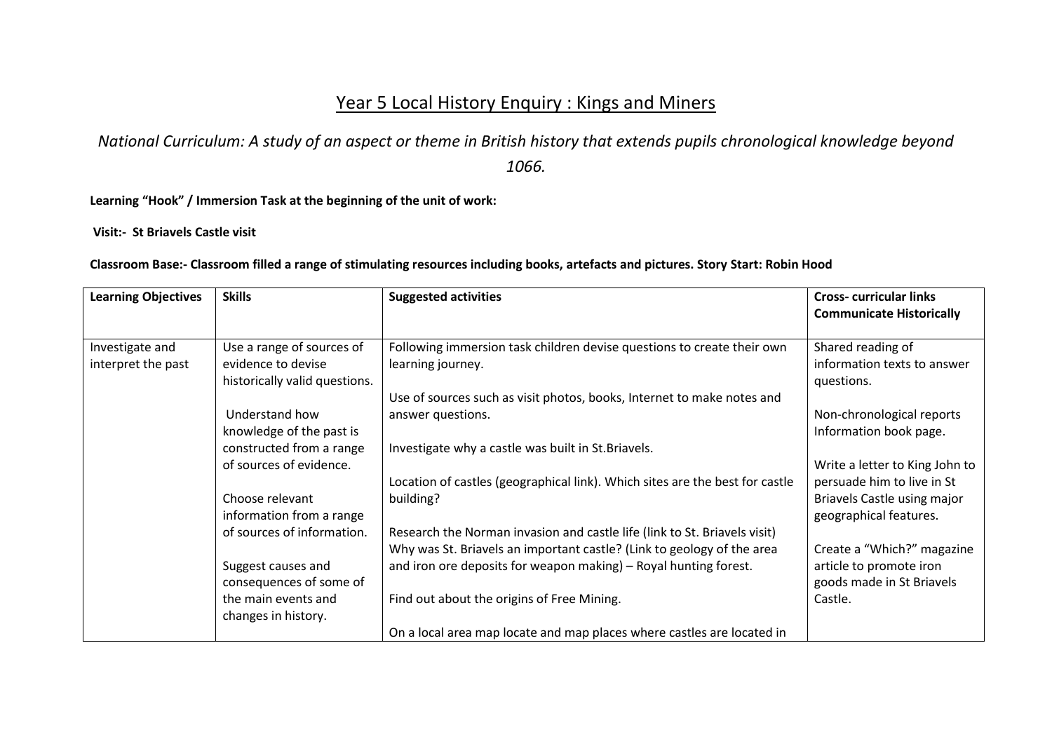# Year 5 Local History Enquiry : Kings and Miners

*National Curriculum: A study of an aspect or theme in British history that extends pupils chronological knowledge beyond 1066.*

**Learning "Hook" / Immersion Task at the beginning of the unit of work:**

**Visit:- St Briavels Castle visit**

**Classroom Base:- Classroom filled a range of stimulating resources including books, artefacts and pictures. Story Start: Robin Hood**

| **Learning Objectives** | **Skills** | **Suggested activities** | **Cross- curricular links Communicate Historically** |
|---|---|---|---|
| Investigate and interpret the past | Use a range of sources of evidence to devise historically valid questions.<br><br>Understand how knowledge of the past is constructed from a range of sources of evidence.<br><br>Choose relevant information from a range of sources of information.<br><br>Suggest causes and consequences of some of the main events and changes in history. | Following immersion task children devise questions to create their own learning journey.<br><br>Use of sources such as visit photos, books, Internet to make notes and answer questions.<br><br>Investigate why a castle was built in St.Briavels.<br><br>Location of castles (geographical link). Which sites are the best for castle building?<br><br>Research the Norman invasion and castle life (link to St. Briavels visit) Why was St. Briavels an important castle? (Link to geology of the area and iron ore deposits for weapon making) – Royal hunting forest.<br><br>Find out about the origins of Free Mining.<br><br>On a local area map locate and map places where castles are located in | Shared reading of information texts to answer questions.<br><br>Non-chronological reports Information book page.<br><br>Write a letter to King John to persuade him to live in St Briavels Castle using major geographical features.<br><br>Create a "Which?" magazine article to promote iron goods made in St Briavels Castle. |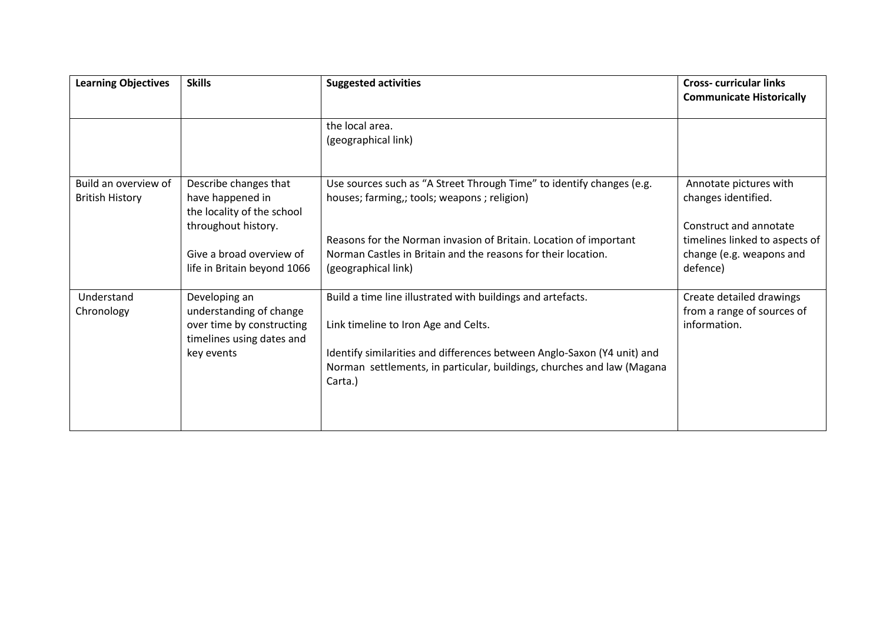| Learning Objectives | Skills | Suggested activities | Cross- curricular links Communicate Historically |
| --- | --- | --- | --- |
| | | the local area. (geographical link) | |
| Build an overview of British History | Describe changes that have happened in the locality of the school throughout history. <br><br> Give a broad overview of life in Britain beyond 1066 | Use sources such as "A Street Through Time" to identify changes (e.g. houses; farming,; tools; weapons ; religion) <br><br> Reasons for the Norman invasion of Britain. Location of important Norman Castles in Britain and the reasons for their location. (geographical link) | Annotate pictures with changes identified. <br><br> Construct and annotate timelines linked to aspects of change (e.g. weapons and defence) |
| Understand Chronology | Developing an understanding of change over time by constructing timelines using dates and key events | Build a time line illustrated with buildings and artefacts. <br><br> Link timeline to Iron Age and Celts. <br><br> Identify similarities and differences between Anglo-Saxon (Y4 unit) and Norman settlements, in particular, buildings, churches and law (Magana Carta.) | Create detailed drawings from a range of sources of information. |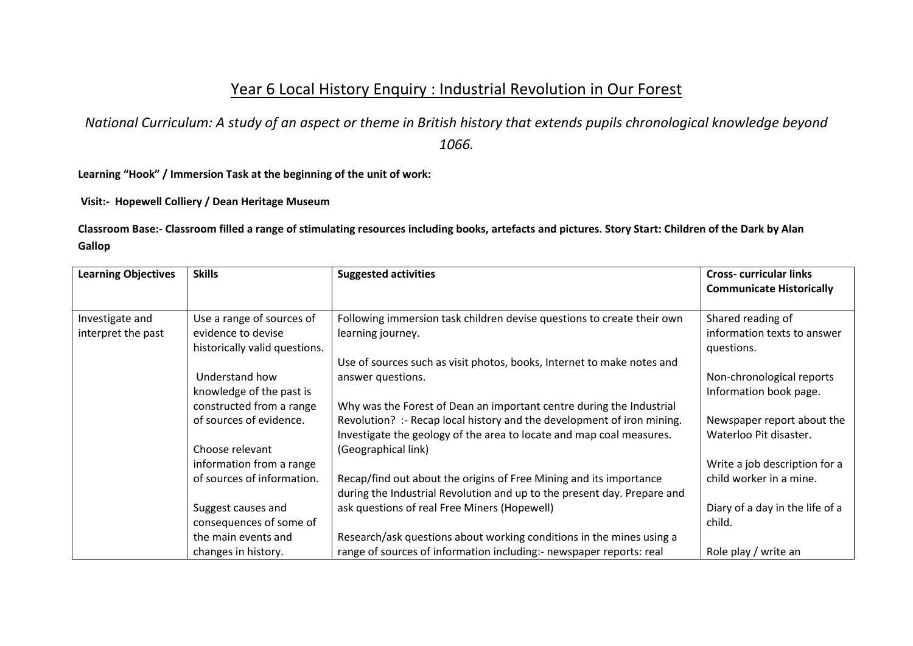# Year 6 Local History Enquiry : Industrial Revolution in Our Forest

*National Curriculum: A study of an aspect or theme in British history that extends pupils chronological knowledge beyond 1066.*

**Learning "Hook" / Immersion Task at the beginning of the unit of work:**

**Visit:- Hopewell Colliery / Dean Heritage Museum**

**Classroom Base:- Classroom filled a range of stimulating resources including books, artefacts and pictures. Story Start: Children of the Dark by Alan Gallop**

| **Learning Objectives** | **Skills** | **Suggested activities** | **Cross- curricular links Communicate Historically** |
|---|---|---|---|
| Investigate and interpret the past | Use a range of sources of evidence to devise historically valid questions.<br><br>Understand how knowledge of the past is constructed from a range of sources of evidence.<br><br>Choose relevant information from a range of sources of information.<br><br>Suggest causes and consequences of some of the main events and changes in history. | Following immersion task children devise questions to create their own learning journey.<br><br>Use of sources such as visit photos, books, Internet to make notes and answer questions.<br><br>Why was the Forest of Dean an important centre during the Industrial Revolution? :- Recap local history and the development of iron mining. Investigate the geology of the area to locate and map coal measures. (Geographical link)<br><br>Recap/find out about the origins of Free Mining and its importance during the Industrial Revolution and up to the present day. Prepare and ask questions of real Free Miners (Hopewell)<br><br>Research/ask questions about working conditions in the mines using a range of sources of information including:- newspaper reports: real | Shared reading of information texts to answer questions.<br><br>Non-chronological reports Information book page.<br><br>Newspaper report about the Waterloo Pit disaster.<br><br>Write a job description for a child worker in a mine.<br><br>Diary of a day in the life of a child.<br><br>Role play / write an |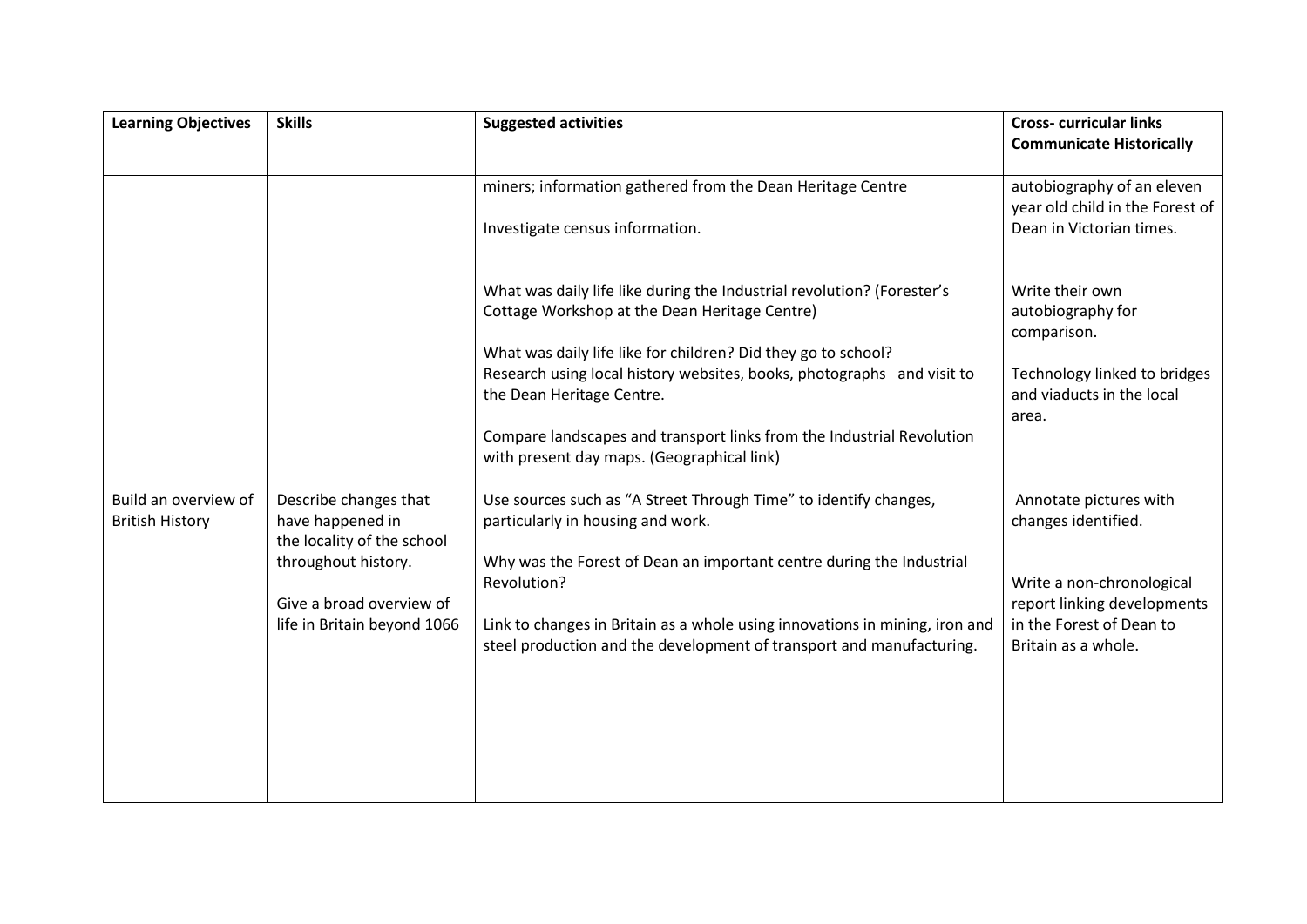| Learning Objectives | Skills | Suggested activities | Cross- curricular links Communicate Historically |
|---|---|---|---|
| | | miners; information gathered from the Dean Heritage Centre<br><br>Investigate census information.<br><br>What was daily life like during the Industrial revolution? (Forester's Cottage Workshop at the Dean Heritage Centre)<br><br>What was daily life like for children? Did they go to school? Research using local history websites, books, photographs and visit to the Dean Heritage Centre.<br><br>Compare landscapes and transport links from the Industrial Revolution with present day maps. (Geographical link) | autobiography of an eleven year old child in the Forest of Dean in Victorian times.<br><br>Write their own autobiography for comparison.<br><br>Technology linked to bridges and viaducts in the local area. |
| Build an overview of British History | Describe changes that have happened in the locality of the school throughout history.<br><br>Give a broad overview of life in Britain beyond 1066 | Use sources such as "A Street Through Time" to identify changes, particularly in housing and work.<br><br>Why was the Forest of Dean an important centre during the Industrial Revolution?<br><br>Link to changes in Britain as a whole using innovations in mining, iron and steel production and the development of transport and manufacturing. | Annotate pictures with changes identified.<br><br>Write a non-chronological report linking developments in the Forest of Dean to Britain as a whole. |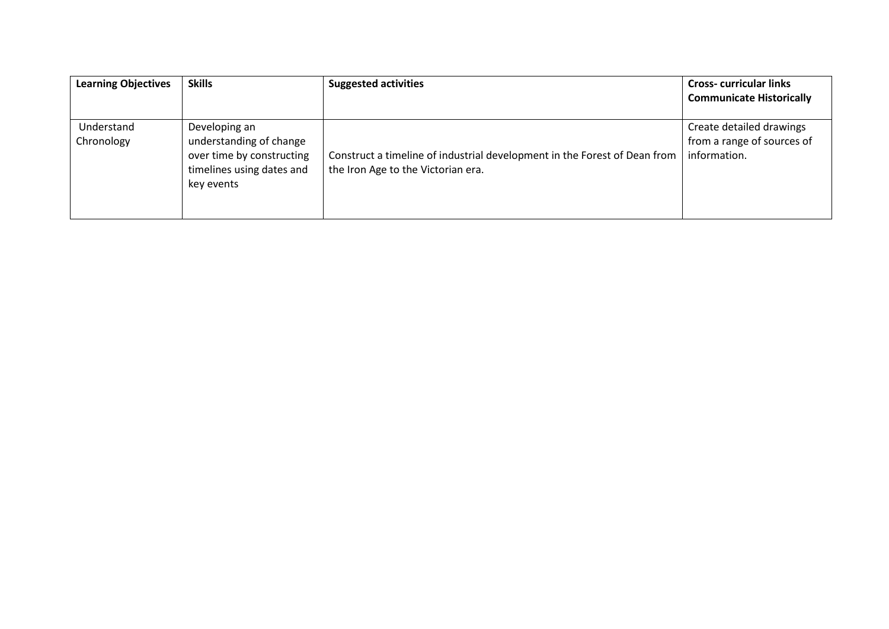| Learning Objectives | Skills | Suggested activities | Cross- curricular links Communicate Historically |
|---|---|---|---|
| Understand Chronology | Developing an understanding of change over time by constructing timelines using dates and key events | Construct a timeline of industrial development in the Forest of Dean from the Iron Age to the Victorian era. | Create detailed drawings from a range of sources of information. |